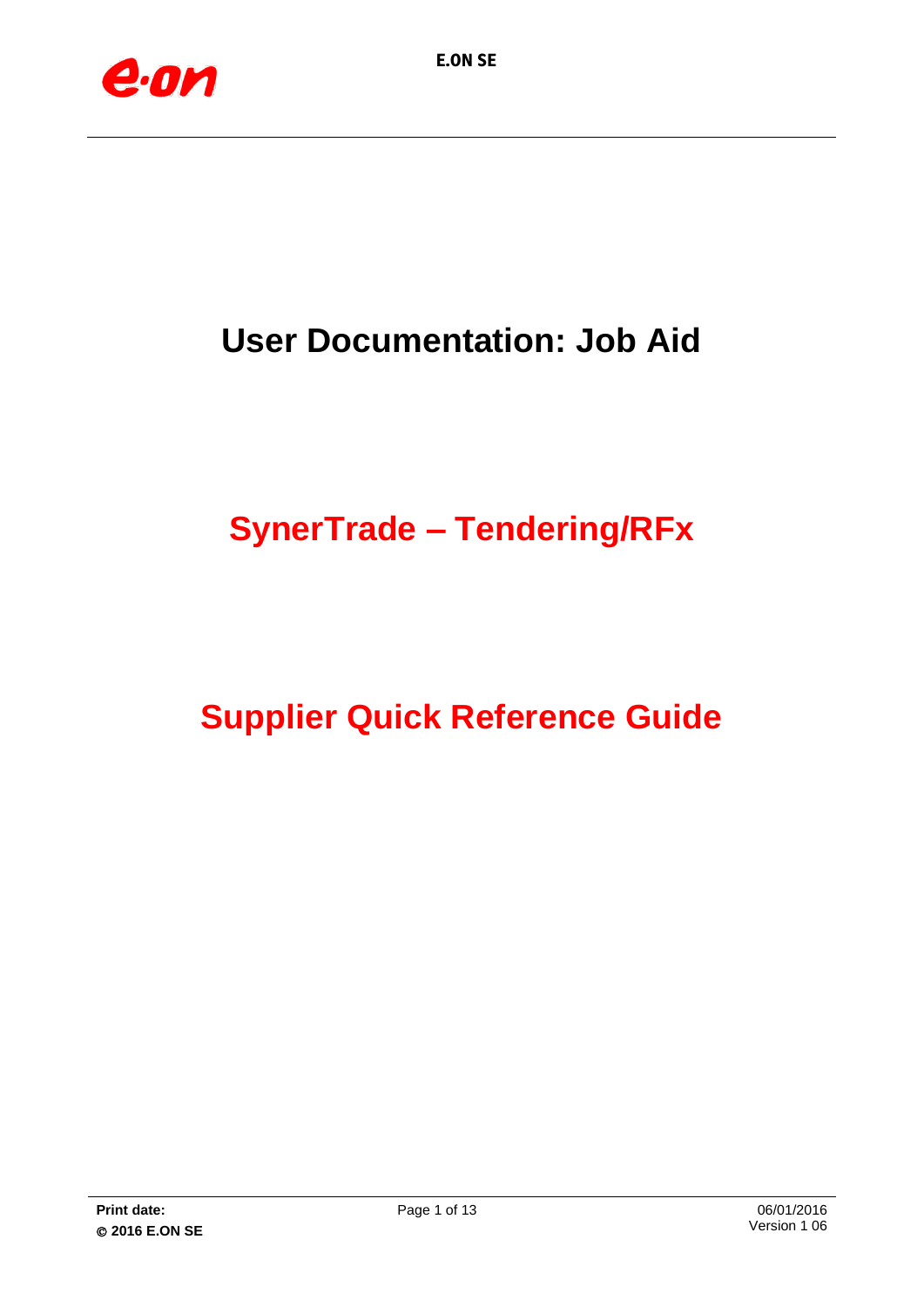# User Documentation: Job Aid

## SynerTrade – Tendering/RFx

## Supplier Quick Reference Guide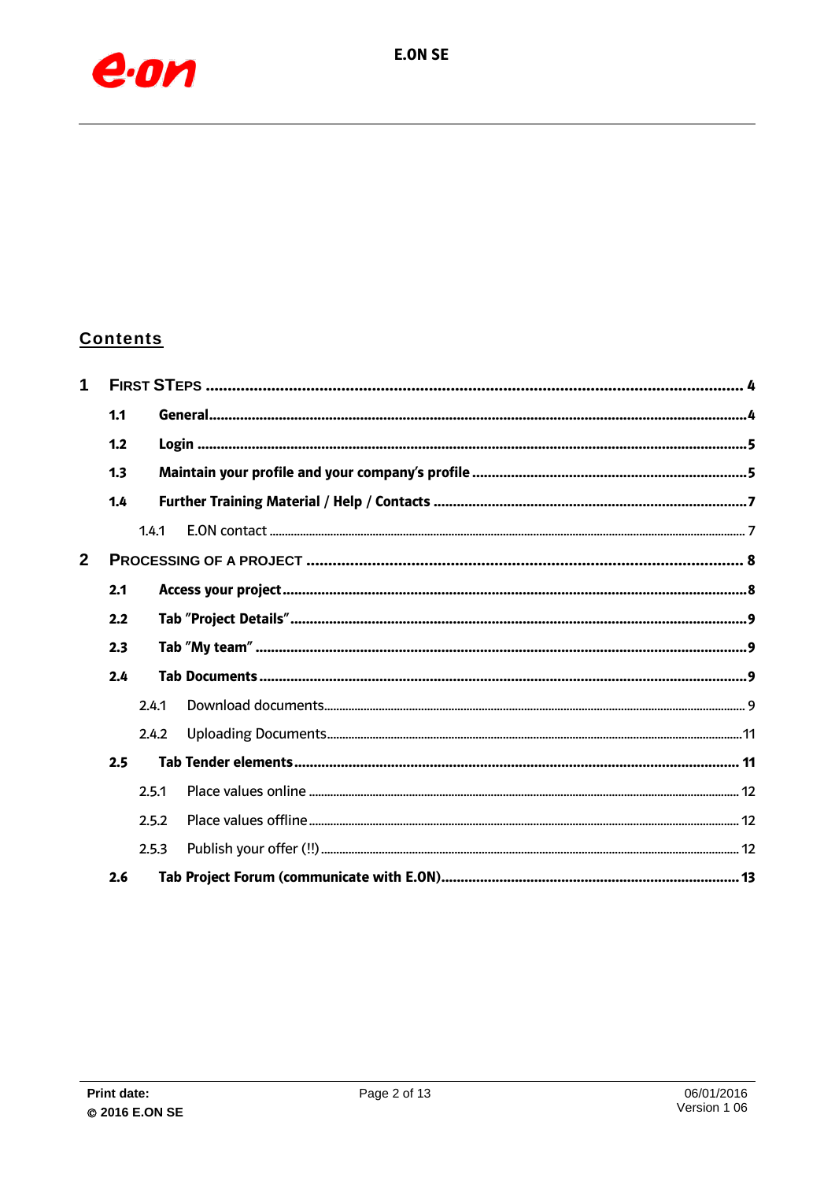## Contents

1 FIRST STEPS ........................................................ 4

- 1.1 General ........................................................ 4
- 1.2 Login ........................................................ 5
- 1.3 Maintain your profile and your company's profile ........................................................ 5
- 1.4 Further Training Material / Help / Contacts ........................................................ 7
  - 1.4.1 E.ON contact ........................................................ 7

2 PROCESSING OF A PROJECT ........................................................ 8

- 2.1 Access your project ........................................................ 8
- 2.2 Tab "Project Details" ........................................................ 9
- 2.3 Tab "My team" ........................................................ 9
- 2.4 Tab Documents ........................................................ 9
  - 2.4.1 Download documents ........................................................ 9
  - 2.4.2 Uploading Documents ........................................................ 11
- 2.5 Tab Tender elements ........................................................ 11
  - 2.5.1 Place values online ........................................................ 12
  - 2.5.2 Place values offline ........................................................ 12
  - 2.5.3 Publish your offer (!!) ........................................................ 12
- 2.6 Tab Project Forum (communicate with E.ON) ........................................................ 13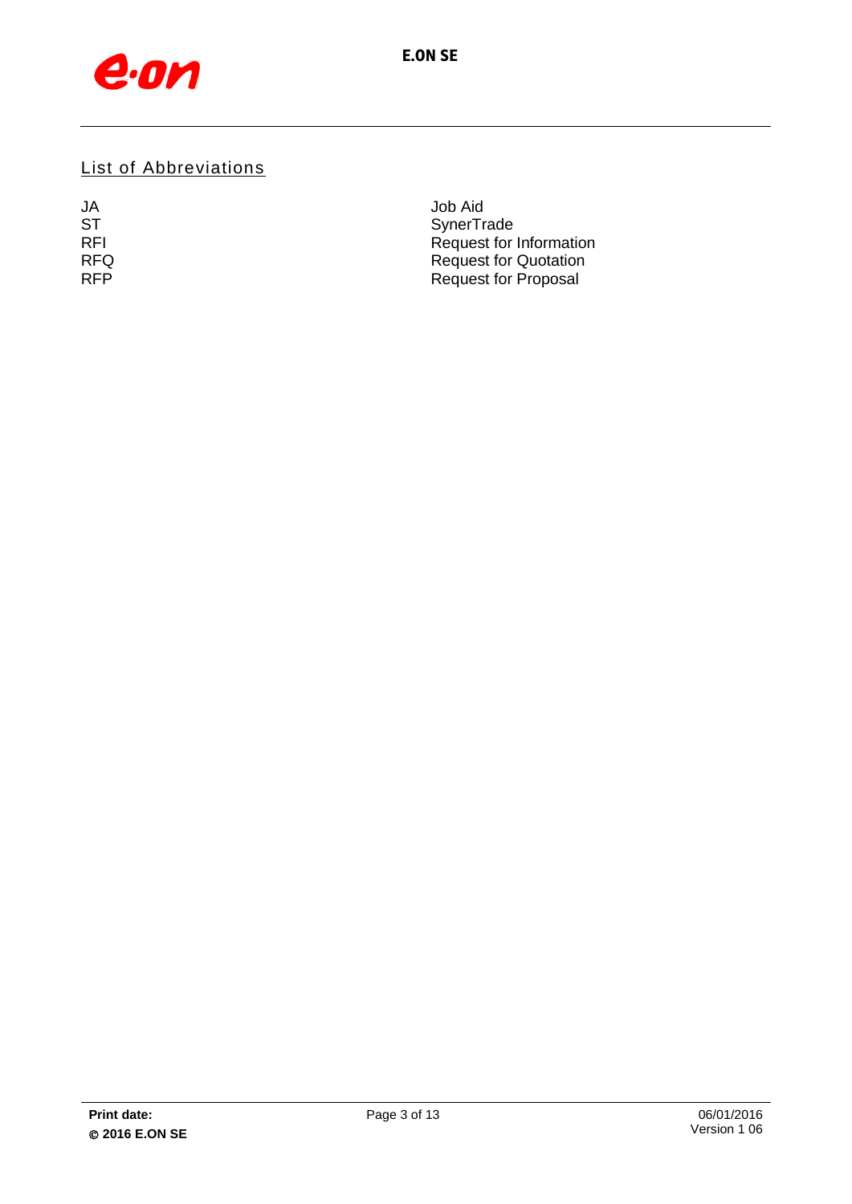## List of Abbreviations

| | |
|---|---|
| JA | Job Aid |
| ST | SynerTrade |
| RFI | Request for Information |
| RFQ | Request for Quotation |
| RFP | Request for Proposal |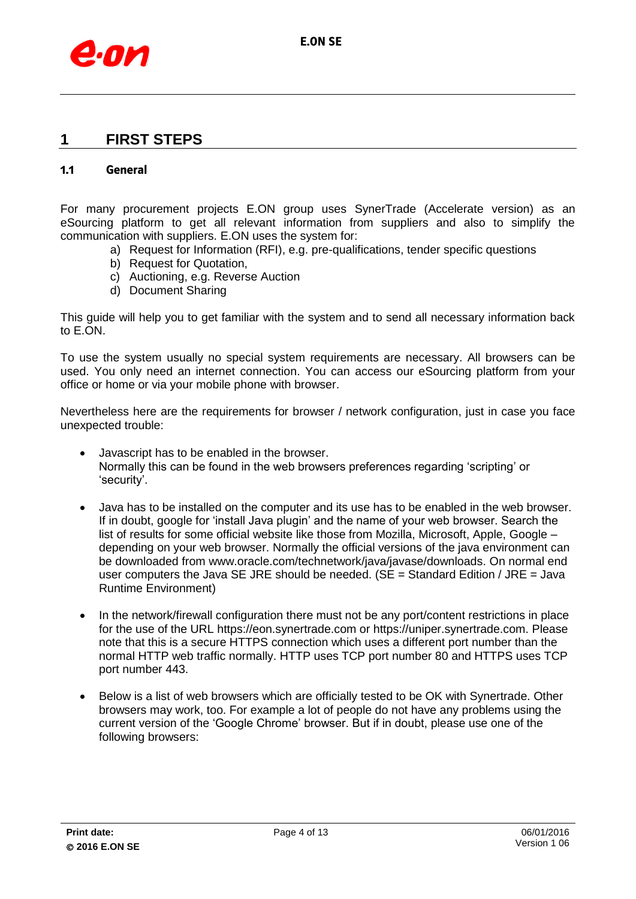# 1 FIRST STEPS

## 1.1 General

For many procurement projects E.ON group uses SynerTrade (Accelerate version) as an eSourcing platform to get all relevant information from suppliers and also to simplify the communication with suppliers. E.ON uses the system for:

a) Request for Information (RFI), e.g. pre-qualifications, tender specific questions
b) Request for Quotation,
c) Auctioning, e.g. Reverse Auction
d) Document Sharing

This guide will help you to get familiar with the system and to send all necessary information back to E.ON.

To use the system usually no special system requirements are necessary. All browsers can be used. You only need an internet connection. You can access our eSourcing platform from your office or home or via your mobile phone with browser.

Nevertheless here are the requirements for browser / network configuration, just in case you face unexpected trouble:

- Javascript has to be enabled in the browser.
  Normally this can be found in the web browsers preferences regarding 'scripting' or 'security'.

- Java has to be installed on the computer and its use has to be enabled in the web browser. If in doubt, google for 'install Java plugin' and the name of your web browser. Search the list of results for some official website like those from Mozilla, Microsoft, Apple, Google – depending on your web browser. Normally the official versions of the java environment can be downloaded from www.oracle.com/technetwork/java/javase/downloads. On normal end user computers the Java SE JRE should be needed. (SE = Standard Edition / JRE = Java Runtime Environment)

- In the network/firewall configuration there must not be any port/content restrictions in place for the use of the URL https://eon.synertrade.com or https://uniper.synertrade.com. Please note that this is a secure HTTPS connection which uses a different port number than the normal HTTP web traffic normally. HTTP uses TCP port number 80 and HTTPS uses TCP port number 443.

- Below is a list of web browsers which are officially tested to be OK with Synertrade. Other browsers may work, too. For example a lot of people do not have any problems using the current version of the 'Google Chrome' browser. But if in doubt, please use one of the following browsers: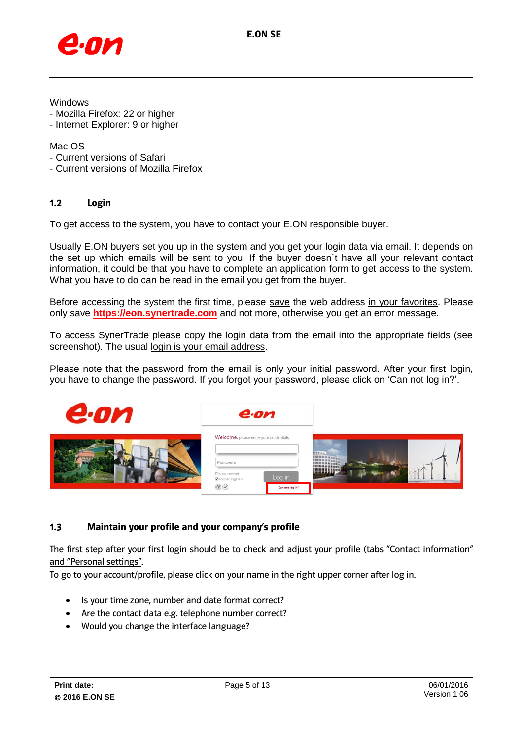Windows
- Mozilla Firefox: 22 or higher
- Internet Explorer: 9 or higher

Mac OS
- Current versions of Safari
- Current versions of Mozilla Firefox

## 1.2 Login

To get access to the system, you have to contact your E.ON responsible buyer.

Usually E.ON buyers set you up in the system and you get your login data via email. It depends on the set up which emails will be sent to you. If the buyer doesn´t have all your relevant contact information, it could be that you have to complete an application form to get access to the system. What you have to do can be read in the email you get from the buyer.

Before accessing the system the first time, please save the web address in your favorites. Please only save **https://eon.synertrade.com** and not more, otherwise you get an error message.

To access SynerTrade please copy the login data from the email into the appropriate fields (see screenshot). The usual login is your email address.

Please note that the password from the email is only your initial password. After your first login, you have to change the password. If you forgot your password, please click on 'Can not log in?'.

## 1.3 Maintain your profile and your company's profile

The first step after your first login should be to check and adjust your profile (tabs "Contact information" and "Personal settings".

To go to your account/profile, please click on your name in the right upper corner after log in.

- Is your time zone, number and date format correct?
- Are the contact data e.g. telephone number correct?
- Would you change the interface language?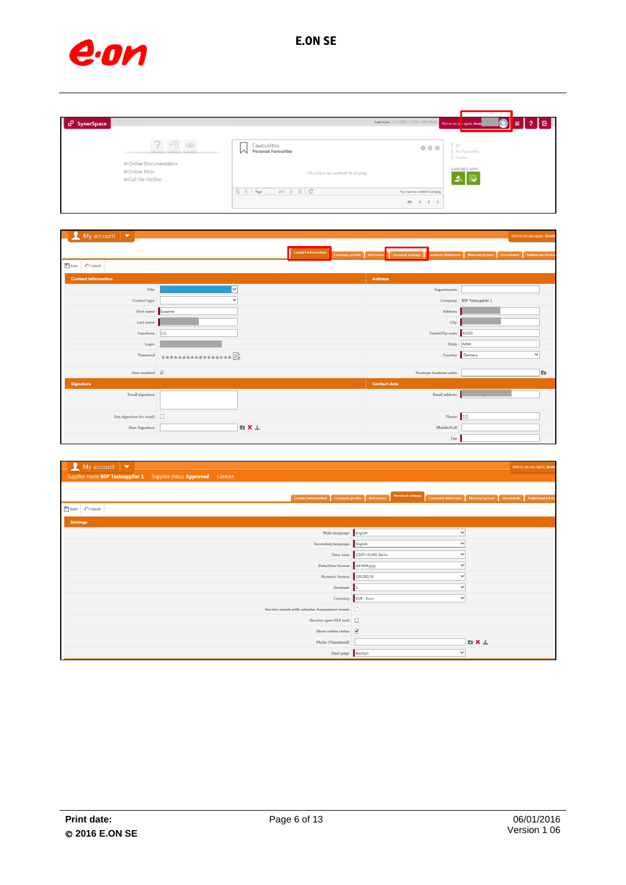SynerSpace

Last login: 22.12.2015 / 13:59 / GMT+01:00 | Nice to see you again, Susan

» Online Documentation
» Online Help
» Call the Hotline

Favourites
Personal Favourites

You have no content to display.

All | My Favourites | Tender

FAVORITE APPS

My account

Nice to see you again, Susan

Contact information | Company profile | References | Personal settings | Company Addresses | Material groups | Documents | Additional Inform

Save | Cancel

| Contact information | | Address | |
|---|---|---|---|
| Title | | Departments | |
| Contact type | | Company | BSP Testsupplier 1 |
| First name | Susanne | Address | |
| Last name | | City | |
| Functions | 111 | Postal/Zip code | 43230 |
| Login | | State | NRW |
| Password | **************** | Country | Germany |
| User enabled | ☑ | Strategic business units | |
| **Signature** | | **Contact data** | |
| Email signature | | Email address | |
| Use signature for email | ☐ | Phone | 111 |
| User Signature | | Mobile/Cell | |
| | | Fax | |

My account

Supplier name **BSP Testsupplier 1** Supplier status **Approved** Contact

Nice to see you again, Susan

Contact information | Company profile | References | Personal settings | Company Addresses | Material groups | Documents | Additional Inform

Save | Cancel

| Settings | |
|---|---|
| Main language | English |
| Secondary language | English |
| Time zone | (GMT+01:00) Berlin |
| Date/time format | dd.MM.yyyy |
| Numeric format | 100.000,36 |
| Decimals | 2 |
| Currency | EUR - Euro |
| Receive emails with calendar Assessment events | ☐ |
| Receive open RFX mail | ☐ |
| Show online status | ☑ |
| Photo (Thumbnail) | |
| Start page | Auction |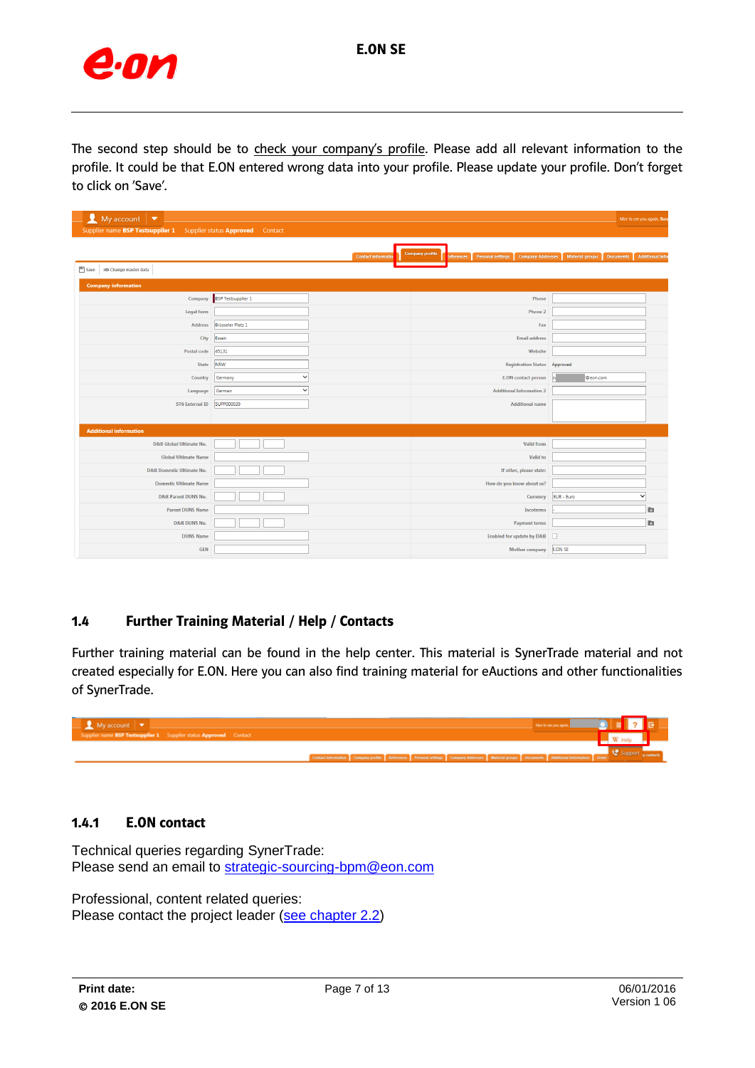The second step should be to check your company's profile. Please add all relevant information to the profile. It could be that E.ON entered wrong data into your profile. Please update your profile. Don't forget to click on 'Save'.

## 1.4 Further Training Material / Help / Contacts

Further training material can be found in the help center. This material is SynerTrade material and not created especially for E.ON. Here you can also find training material for eAuctions and other functionalities of SynerTrade.

### 1.4.1 E.ON contact

Technical queries regarding SynerTrade:
Please send an email to strategic-sourcing-bpm@eon.com

Professional, content related queries:
Please contact the project leader (see chapter 2.2)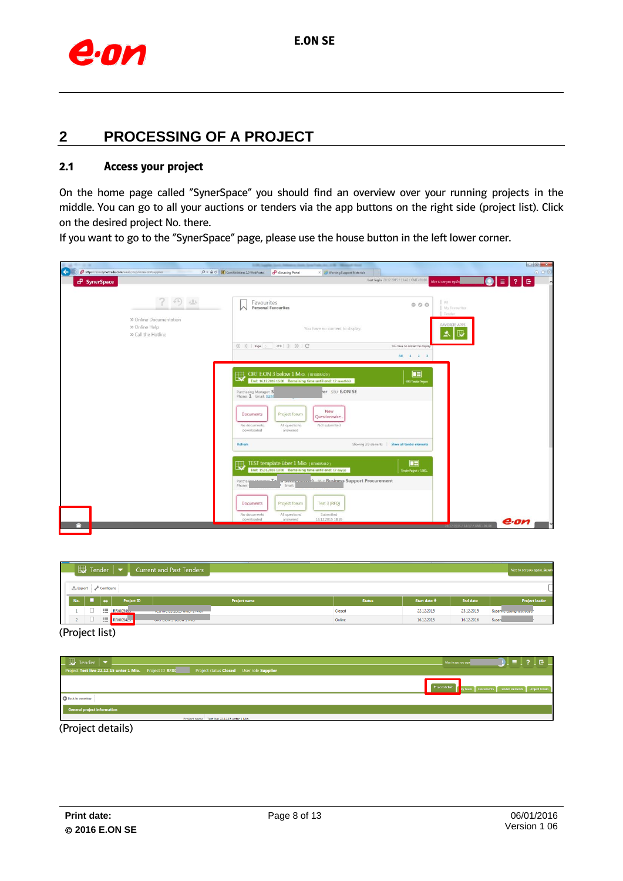## 2 PROCESSING OF A PROJECT

### 2.1 Access your project

On the home page called "SynerSpace" you should find an overview over your running projects in the middle. You can go to all your auctions or tenders via the app buttons on the right side (project list). Click on the desired project No. there.

If you want to go to the "SynerSpace" page, please use the house button in the left lower corner.

(Project list)

(Project details)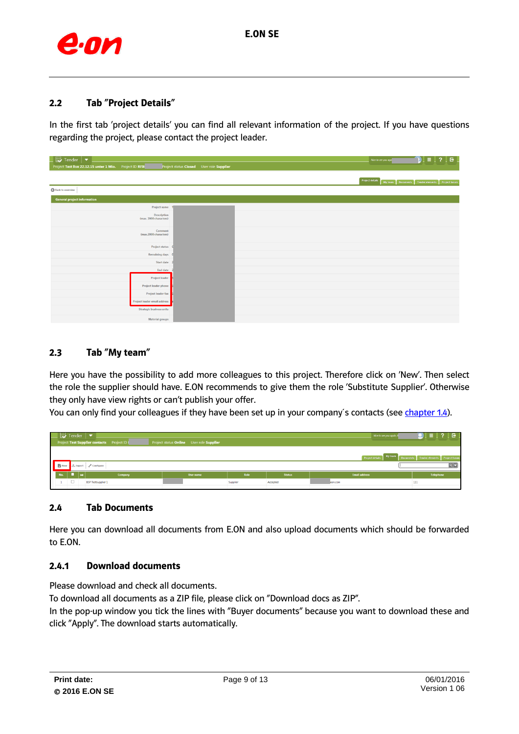## 2.2 Tab "Project Details"

In the first tab 'project details' you can find all relevant information of the project. If you have questions regarding the project, please contact the project leader.

## 2.3 Tab "My team"

Here you have the possibility to add more colleagues to this project. Therefore click on 'New'. Then select the role the supplier should have. E.ON recommends to give them the role 'Substitute Supplier'. Otherwise they only have view rights or can't publish your offer.

You can only find your colleagues if they have been set up in your company´s contacts (see chapter 1.4).

## 2.4 Tab Documents

Here you can download all documents from E.ON and also upload documents which should be forwarded to E.ON.

### 2.4.1 Download documents

Please download and check all documents.

To download all documents as a ZIP file, please click on "Download docs as ZIP".

In the pop-up window you tick the lines with "Buyer documents" because you want to download these and click "Apply". The download starts automatically.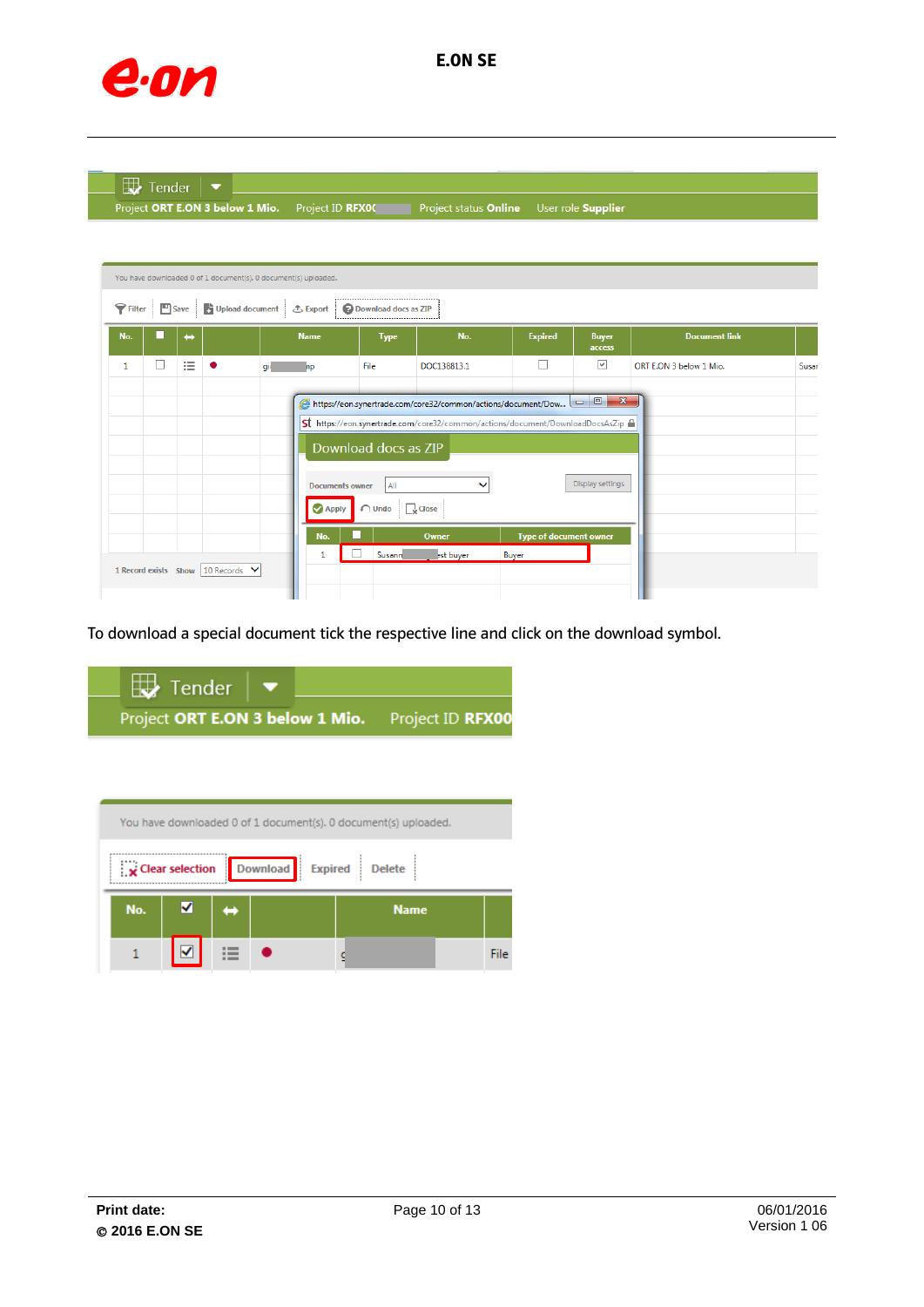To download a special document tick the respective line and click on the download symbol.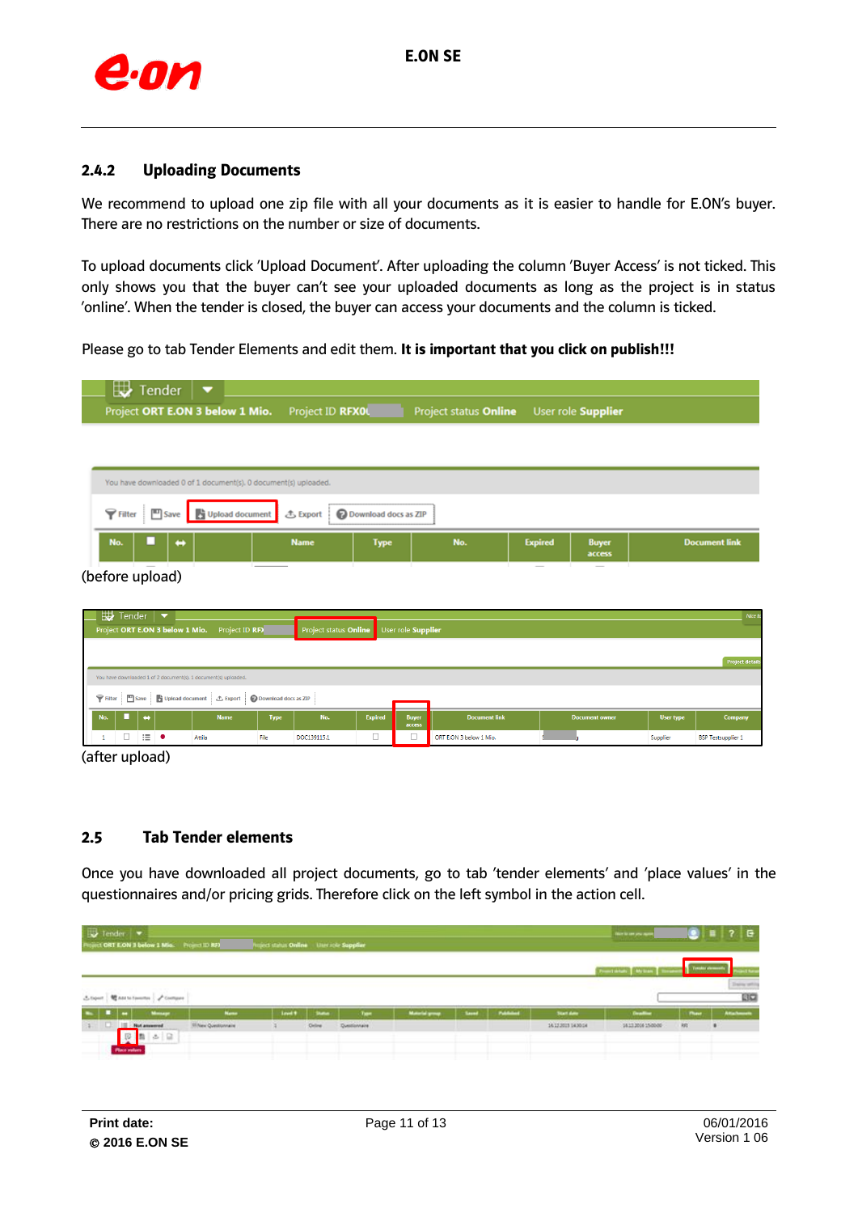## 2.4.2 Uploading Documents

We recommend to upload one zip file with all your documents as it is easier to handle for E.ON's buyer. There are no restrictions on the number or size of documents.

To upload documents click 'Upload Document'. After uploading the column 'Buyer Access' is not ticked. This only shows you that the buyer can't see your uploaded documents as long as the project is in status 'online'. When the tender is closed, the buyer can access your documents and the column is ticked.

Please go to tab Tender Elements and edit them. **It is important that you click on publish!!!**

(before upload)

(after upload)

## 2.5 Tab Tender elements

Once you have downloaded all project documents, go to tab 'tender elements' and 'place values' in the questionnaires and/or pricing grids. Therefore click on the left symbol in the action cell.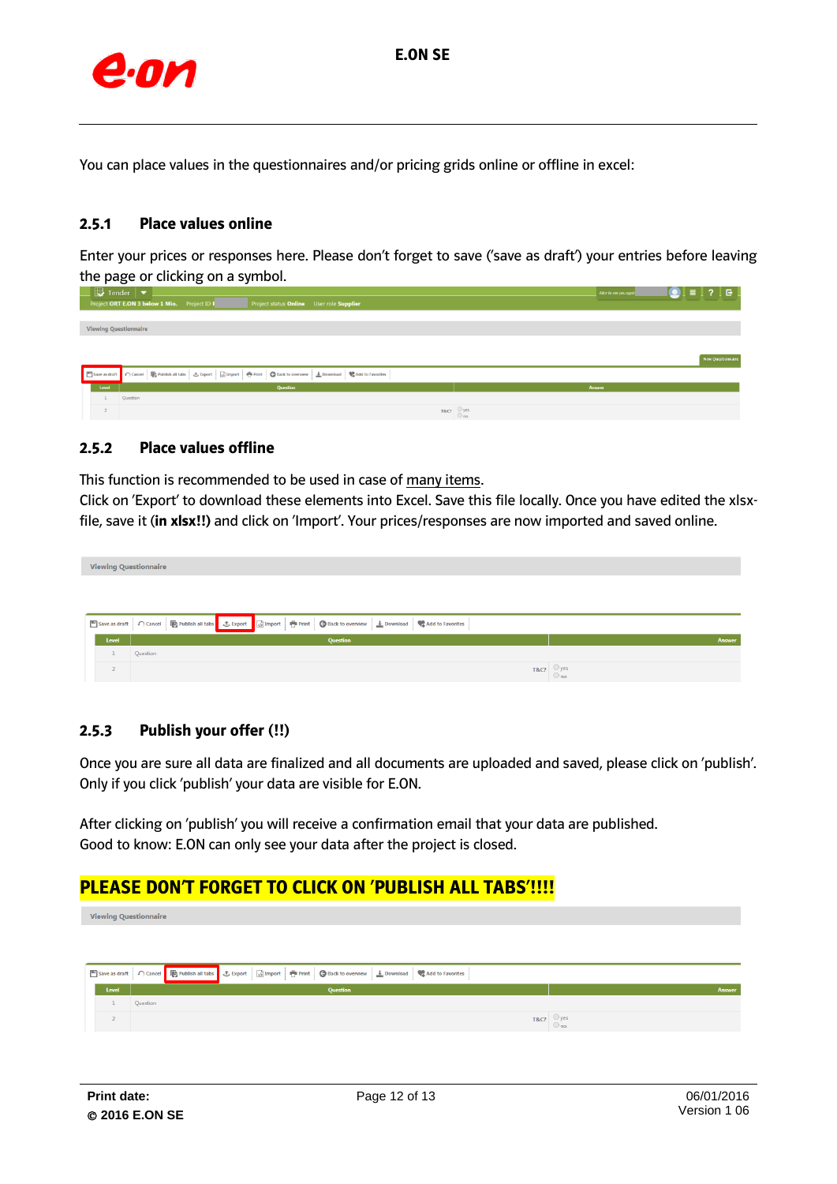You can place values in the questionnaires and/or pricing grids online or offline in excel:

### 2.5.1 Place values online

Enter your prices or responses here. Please don't forget to save ('save as draft') your entries before leaving the page or clicking on a symbol.

### 2.5.2 Place values offline

This function is recommended to be used in case of many items.
Click on 'Export' to download these elements into Excel. Save this file locally. Once you have edited the xlsx-file, save it (**in xlsx!!**) and click on 'Import'. Your prices/responses are now imported and saved online.

### 2.5.3 Publish your offer (!!)

Once you are sure all data are finalized and all documents are uploaded and saved, please click on 'publish'. Only if you click 'publish' your data are visible for E.ON.

After clicking on 'publish' you will receive a confirmation email that your data are published.
Good to know: E.ON can only see your data after the project is closed.

**PLEASE DON'T FORGET TO CLICK ON 'PUBLISH ALL TABS'!!!!**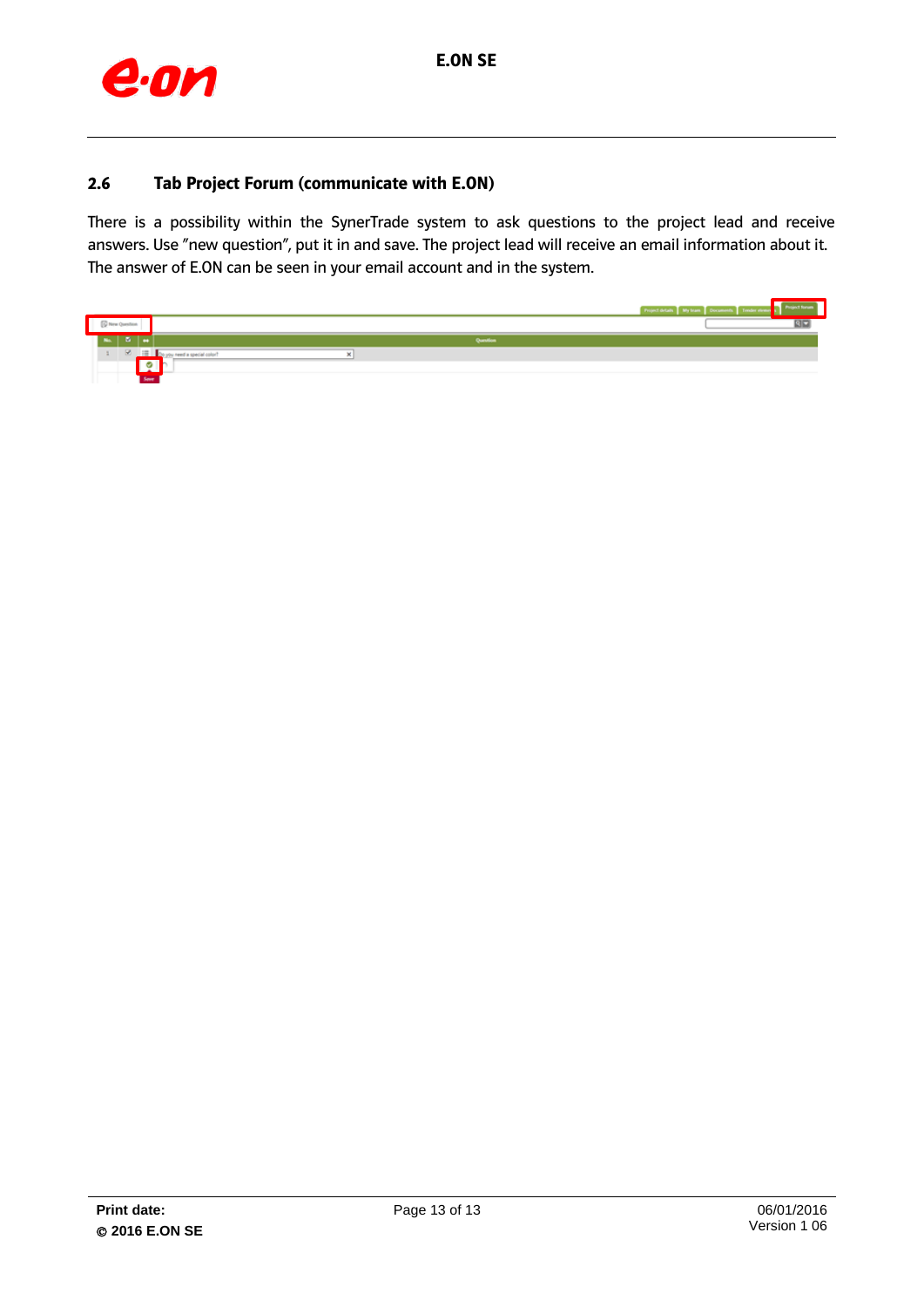## 2.6 Tab Project Forum (communicate with E.ON)

There is a possibility within the SynerTrade system to ask questions to the project lead and receive answers. Use "new question", put it in and save. The project lead will receive an email information about it. The answer of E.ON can be seen in your email account and in the system.